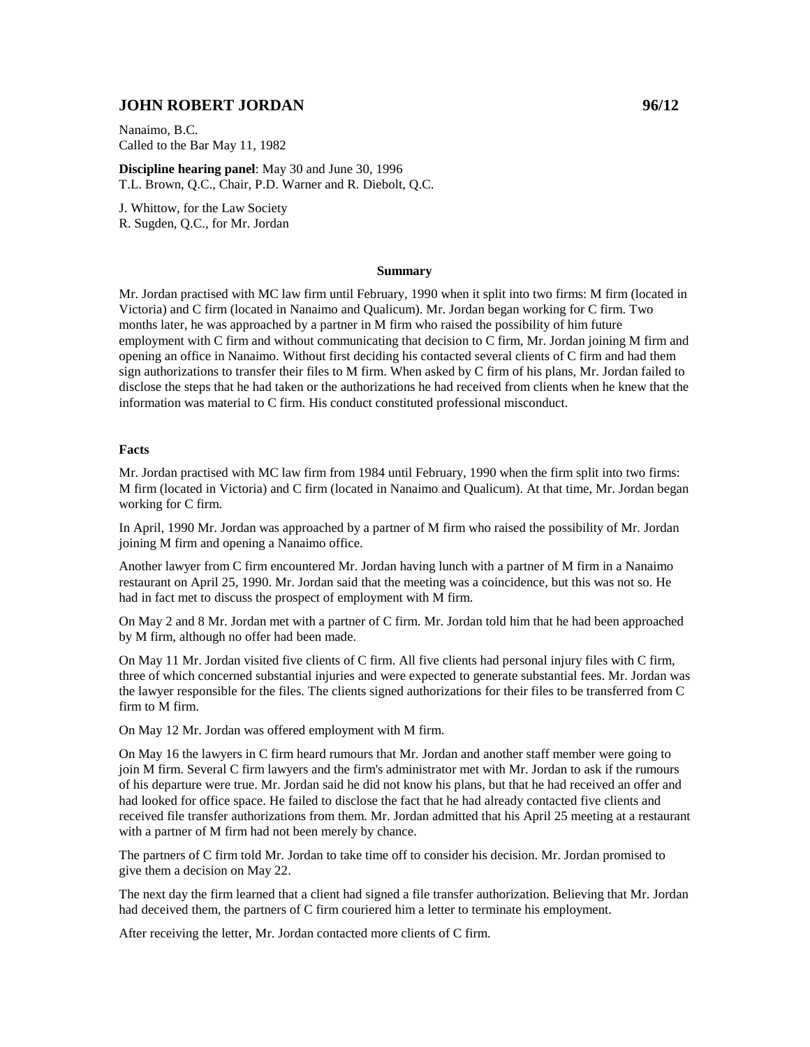## JOHN ROBERT JORDAN 96/12

Nanaimo, B.C.
Called to the Bar May 11, 1982

**Discipline hearing panel**: May 30 and June 30, 1996
T.L. Brown, Q.C., Chair, P.D. Warner and R. Diebolt, Q.C.

J. Whittow, for the Law Society
R. Sugden, Q.C., for Mr. Jordan

**Summary**

Mr. Jordan practised with MC law firm until February, 1990 when it split into two firms: M firm (located in Victoria) and C firm (located in Nanaimo and Qualicum). Mr. Jordan began working for C firm. Two months later, he was approached by a partner in M firm who raised the possibility of him future employment with C firm and without communicating that decision to C firm, Mr. Jordan joining M firm and opening an office in Nanaimo. Without first deciding his contacted several clients of C firm and had them sign authorizations to transfer their files to M firm. When asked by C firm of his plans, Mr. Jordan failed to disclose the steps that he had taken or the authorizations he had received from clients when he knew that the information was material to C firm. His conduct constituted professional misconduct.

**Facts**

Mr. Jordan practised with MC law firm from 1984 until February, 1990 when the firm split into two firms: M firm (located in Victoria) and C firm (located in Nanaimo and Qualicum). At that time, Mr. Jordan began working for C firm.

In April, 1990 Mr. Jordan was approached by a partner of M firm who raised the possibility of Mr. Jordan joining M firm and opening a Nanaimo office.

Another lawyer from C firm encountered Mr. Jordan having lunch with a partner of M firm in a Nanaimo restaurant on April 25, 1990. Mr. Jordan said that the meeting was a coincidence, but this was not so. He had in fact met to discuss the prospect of employment with M firm.

On May 2 and 8 Mr. Jordan met with a partner of C firm. Mr. Jordan told him that he had been approached by M firm, although no offer had been made.

On May 11 Mr. Jordan visited five clients of C firm. All five clients had personal injury files with C firm, three of which concerned substantial injuries and were expected to generate substantial fees. Mr. Jordan was the lawyer responsible for the files. The clients signed authorizations for their files to be transferred from C firm to M firm.

On May 12 Mr. Jordan was offered employment with M firm.

On May 16 the lawyers in C firm heard rumours that Mr. Jordan and another staff member were going to join M firm. Several C firm lawyers and the firm's administrator met with Mr. Jordan to ask if the rumours of his departure were true. Mr. Jordan said he did not know his plans, but that he had received an offer and had looked for office space. He failed to disclose the fact that he had already contacted five clients and received file transfer authorizations from them. Mr. Jordan admitted that his April 25 meeting at a restaurant with a partner of M firm had not been merely by chance.

The partners of C firm told Mr. Jordan to take time off to consider his decision. Mr. Jordan promised to give them a decision on May 22.

The next day the firm learned that a client had signed a file transfer authorization. Believing that Mr. Jordan had deceived them, the partners of C firm couriered him a letter to terminate his employment.

After receiving the letter, Mr. Jordan contacted more clients of C firm.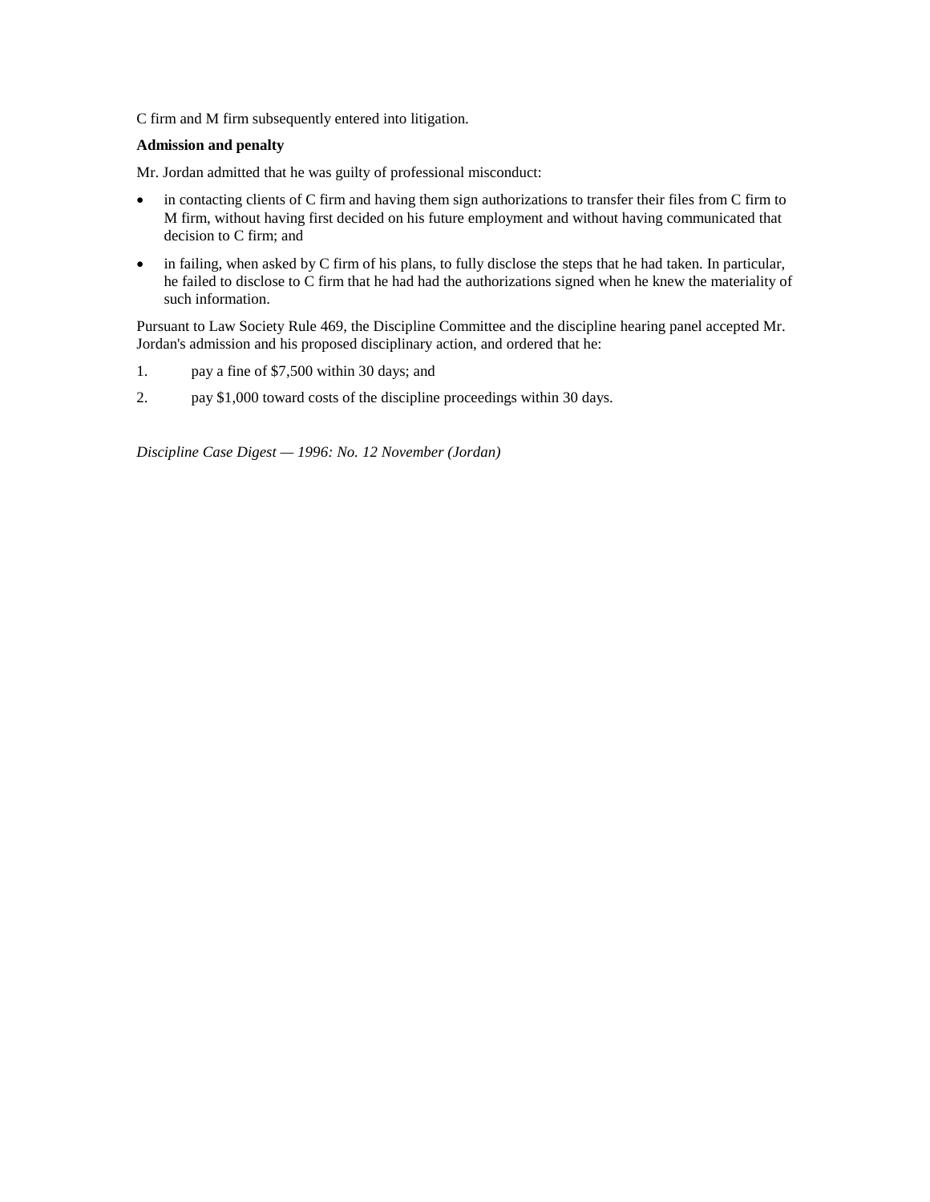C firm and M firm subsequently entered into litigation.

**Admission and penalty**

Mr. Jordan admitted that he was guilty of professional misconduct:

- in contacting clients of C firm and having them sign authorizations to transfer their files from C firm to M firm, without having first decided on his future employment and without having communicated that decision to C firm; and
- in failing, when asked by C firm of his plans, to fully disclose the steps that he had taken. In particular, he failed to disclose to C firm that he had had the authorizations signed when he knew the materiality of such information.

Pursuant to Law Society Rule 469, the Discipline Committee and the discipline hearing panel accepted Mr. Jordan's admission and his proposed disciplinary action, and ordered that he:

1. pay a fine of $7,500 within 30 days; and
2. pay $1,000 toward costs of the discipline proceedings within 30 days.

*Discipline Case Digest — 1996: No. 12 November (Jordan)*